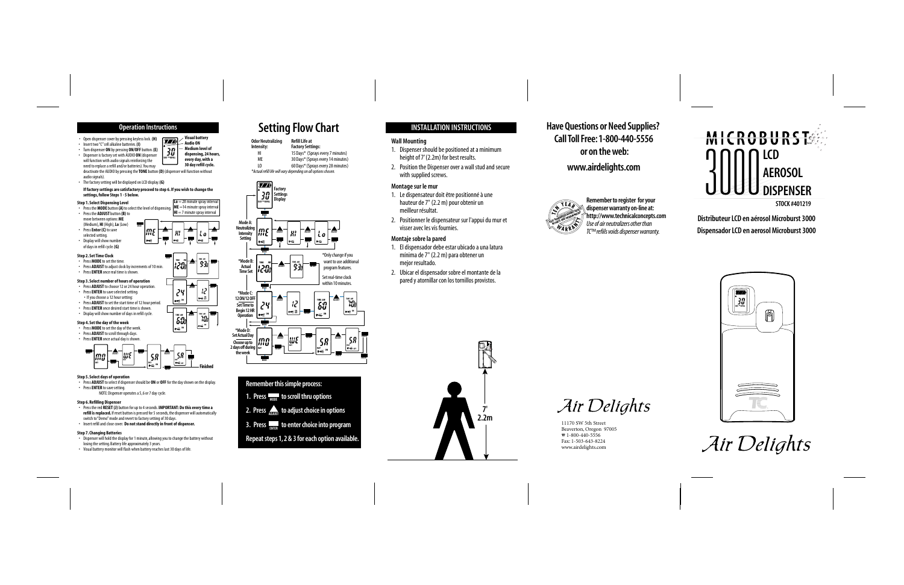## Operation Instructions

- Open dispenser cover by pressing keyless lock. **(H)**
- Insert two "C" cell alkaline batteries. **(I)**
- Turn dispenser **ON** by pressing **ON/OFF** button. **(E)**
- Dispenser is factory set with AUDIO **ON** (dispenser will function with audio signals reinforcing the need to replace a refill and/or batteries). You may deactivate the AUDIO by pressing the **TONE** button **(D)** (dispenser will function without audio signals).
- The factory setting will be displayed on LCD display. **(G)**

**Visual battery**
**Audio ON**
**Medium level of dispensing, 24 hours, every day, with a 30 day refill cycle.**

**If factory settings are satisfactory proceed to step 6. If you wish to change the settings, follow Steps 1 - 5 below.**

### Step 1. Select Dispensing Level

- Press the **MODE** button **(A)** to select the level of dispensing.
- Press the **ADJUST** button **(B)** to move between options: **ME** (Medium), **HI** (High), **Lo** (Low)
- Press **Enter (C)** to save selected setting.
- Display will show number of days in refill cycle. **(G)**

**Lo** = 28 minute spray interval
**ME** = 14 minute spray interval
**HI** = 7 minute spray interval

### Step 2. Set Time Clock

- Press **MODE** to set the time.
- Press **ADJUST** to adjust clock by increments of 10 min.
- Press **ENTER** once real time is shown.

### Step 3. Select number of hours of operation

- Press **ADJUST** to choose 12 or 24 hour operation.
- Press **ENTER** to save selected setting.
  - If you choose a 12 hour setting:
- Press **ADJUST** to set the start time of 12 hour period.
- Press **ENTER** once desired start time is shown.
- Display will show number of days in refill cycle.

### Step 4. Set the day of the week

- Press **MODE** to set the day of the week.
- Press **ADJUST** to scroll through days.
- Press **ENTER** once actual day is shown.

**Finished**

### Step 5. Select days of operation

- Press **ADJUST** to select if dispenser should be **ON** or **OFF** for the day shown on the display.
- Press **ENTER** to save setting.

NOTE: Dispenser operates a 5, 6 or 7 day cycle.

### Step 6. Refilling Dispenser

- Press the red **RESET (J)** button for up to 4 seconds. **IMPORTANT: Do this every time a refill is replaced.** If reset button is pressed for 5 seconds, the dispenser will automatically switch to "Demo" mode and revert to factory setting of 30 days.
- Insert refill and close cover. **Do not stand directly in front of dispenser.**

### Step 7. Changing Batteries

- Dispenser will hold the display for 1 minute, allowing you to change the battery without losing the setting. Battery life approximately 3 years.
- Visual battery monitor will flash when battery reaches last 30 days of life.

# Setting Flow Chart

| Odor Neutralizing Intensity: | Refill Life at Factory Settings: |
|---|---|
| HI | 15 Days* (Sprays every 7 minutes) |
| ME | 30 Days* (Sprays every 14 minutes) |
| LO | 60 Days* (Sprays every 28 minutes) |

*Actual refill life will vary depending on all options chosen.

Factory Settings Display

Mode A: Neutralizing Intensity Setting

*Mode B: Actual Time Set

*Only change if you want to use additional program features.

Set real-time clock within 10 minutes.

*Mode C: 12 ON/12 OFF Set Time to Begin 12 HR Operation

*Mode D: Set Actual Day Choose up to 2 days off during the week

**Remember this simple process:**

1. **Press MODE to scroll thru options**
2. **Press ADJUST to adjust choice in options**
3. **Press ENTER to enter choice into program**

**Repeat steps 1, 2 & 3 for each option available.**

## INSTALLATION INSTRUCTIONS

### Wall Mounting

1. Dispenser should be positioned at a minimum height of 7' (2.2m) for best results.
2. Position the Dispenser over a wall stud and secure with supplied screws.

### Montage sur le mur

1. Le dispensateur doit être positionné à une hauteur de 7" (2.2 m) pour obtenir un meilleur résultat.
2. Positionner le dispensateur sur l'appui du mur et visser avec les vis fournies.

### Montaje sobre la pared

1. El dispensador debe estar ubicado a una latura mínima de 7" (2.2 m) para obtener un mejor resultado.
2. Ubicar el dispensador sobre el montante de la pared y atornillar con los tornillos provistos.

7'
2.2m

## Have Questions or Need Supplies? Call Toll Free: 1-800-440-5556 or on the web: www.airdelights.com

**Remember to register for your dispenser warranty on-line at: http://www.technicalconcepts.com**
*Use of air neutralizers other than TC™ refills voids dispenser warranty.*

Air Delights

11170 SW 5th Street
Beaverton, Oregon 97005
☎ 1-800-440-5556
Fax: 1-503-643-8224
www.airdelights.com

# MICROBURST 3000 LCD AEROSOL DISPENSER

**STOCK #401219**

**Distributeur LCD en aérosol Microburst 3000**
**Dispensador LCD en aerosol Microburst 3000**

Air Delights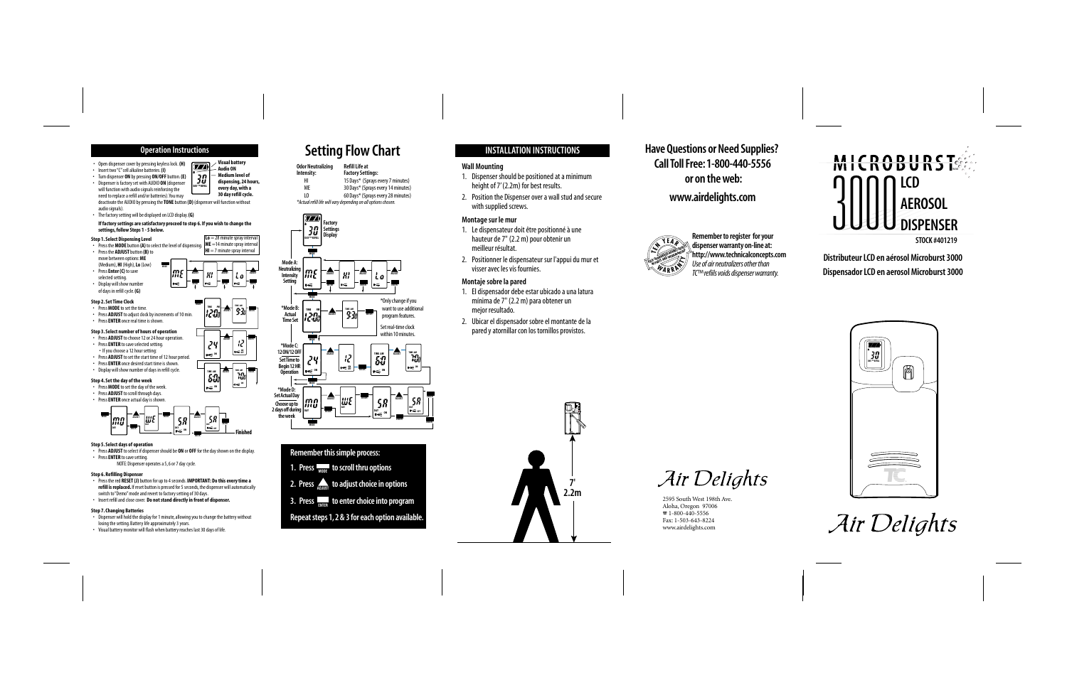## Operation Instructions

- Open dispenser cover by pressing keyless lock. **(H)**
- Insert two "C" cell alkaline batteries. **(I)**
- Turn dispenser **ON** by pressing **ON/OFF** button. **(E)**
- Dispenser is factory set with AUDIO **ON** (dispenser will function with audio signals reinforcing the need to replace a refill and/or batteries). You may deactivate the AUDIO by pressing the **TONE** button **(D)** (dispenser will function without audio signals).
- The factory setting will be displayed on LCD display. **(G)**

**Visual battery**
**Audio ON**
**Medium level of dispensing, 24 hours, every day, with a 30 day refill cycle.**

**If factory settings are satisfactory proceed to step 6. If you wish to change the settings, follow Steps 1 - 5 below.**

**Step 1. Select Dispensing Level**
- Press the **MODE** button **(A)** to select the level of dispensing.
- Press the **ADJUST** button **(B)** to move between options: **ME** (Medium), **HI** (High), **Lo** (Low)
- Press **Enter (C)** to save selected setting.
- Display will show number of days in refill cycle. **(G)**

**Lo** = 28 minute spray interval
**ME** = 14 minute spray interval
**HI** = 7 minute spray interval

**Step 2. Set Time Clock**
- Press **MODE** to set the time.
- Press **ADJUST** to adjust clock by increments of 10 min.
- Press **ENTER** once real time is shown.

**Step 3. Select number of hours of operation**
- Press **ADJUST** to choose 12 or 24 hour operation.
- Press **ENTER** to save selected setting.
  - If you choose a 12 hour setting:
- Press **ADJUST** to set the start time of 12 hour period.
- Press **ENTER** once desired start time is shown.
- Display will show number of days in refill cycle.

**Step 4. Set the day of the week**
- Press **MODE** to set the day of the week.
- Press **ADJUST** to scroll through days.
- Press **ENTER** once actual day is shown.

**Finished**

**Step 5. Select days of operation**
- Press **ADJUST** to select if dispenser should be **ON** or **OFF** for the day shown on the display.
- Press **ENTER** to save setting.

NOTE: Dispenser operates a 5, 6 or 7 day cycle.

**Step 6. Refilling Dispenser**
- Press the red **RESET (J)** button for up to 4 seconds. **IMPORTANT: Do this every time a refill is replaced.** If reset button is pressed for 5 seconds, the dispenser will automatically switch to "Demo" mode and revert to factory setting of 30 days.
- Insert refill and close cover. **Do not stand directly in front of dispenser.**

**Step 7. Changing Batteries**
- Dispenser will hold the display for 1 minute, allowing you to change the battery without losing the setting. Battery life approximately 3 years.
- Visual battery monitor will flash when battery reaches last 30 days of life.

# Setting Flow Chart

| Odor Neutralizing Intensity: | Refill Life at Factory Settings: |
|---|---|
| HI | 15 Days* (Sprays every 7 minutes) |
| ME | 30 Days* (Sprays every 14 minutes) |
| LO | 60 Days* (Sprays every 28 minutes) |

*Actual refill life will vary depending on all options chosen.

Factory Settings Display

Mode A: Neutralizing Intensity Setting

*Mode B: Actual Time Set

*Only change if you want to use additional program features.

Set real-time clock within 10 minutes.

*Mode C: 12 ON/12 OFF Set Time to Begin 12 HR Operation

*Mode D: Set Actual Day Choose up to 2 days off during the week

**Remember this simple process:**

**1. Press MODE to scroll thru options**

**2. Press ADJUST to adjust choice in options**

**3. Press ENTER to enter choice into program**

**Repeat steps 1, 2 & 3 for each option available.**

## INSTALLATION INSTRUCTIONS

### Wall Mounting

1. Dispenser should be positioned at a minimum height of 7' (2.2m) for best results.
2. Position the Dispenser over a wall stud and secure with supplied screws.

### Montage sur le mur

1. Le dispensateur doit être positionné à une hauteur de 7" (2.2 m) pour obtenir un meilleur résultat.
2. Positionner le dispensateur sur l'appui du mur et visser avec les vis fournies.

### Montaje sobre la pared

1. El dispensador debe estar ubicado a una latura minima de 7" (2.2 m) para obtener un mejor resultado.
2. Ubicar el dispensador sobre el montante de la pared y atornillar con los tornillos provistos.

7'
2.2m

## Have Questions or Need Supplies? Call Toll Free: 1-800-440-5556 or on the web: www.airdelights.com

TEN YEAR WARRANTY

**Remember to register for your dispenser warranty on-line at: http://www.technicalconcepts.com**
*Use of air neutralizers other than TC™ refills voids dispenser warranty.*

Air Delights

2595 South West 198th Ave.
Aloha, Oregon 97006
☎ 1-800-440-5556
Fax: 1-503-643-8224
www.airdelights.com

# MICROBURST 3000 LCD AEROSOL DISPENSER

**STOCK #401219**

**Distributeur LCD en aérosol Microburst 3000**
**Dispensador LCD en aerosol Microburst 3000**

Air Delights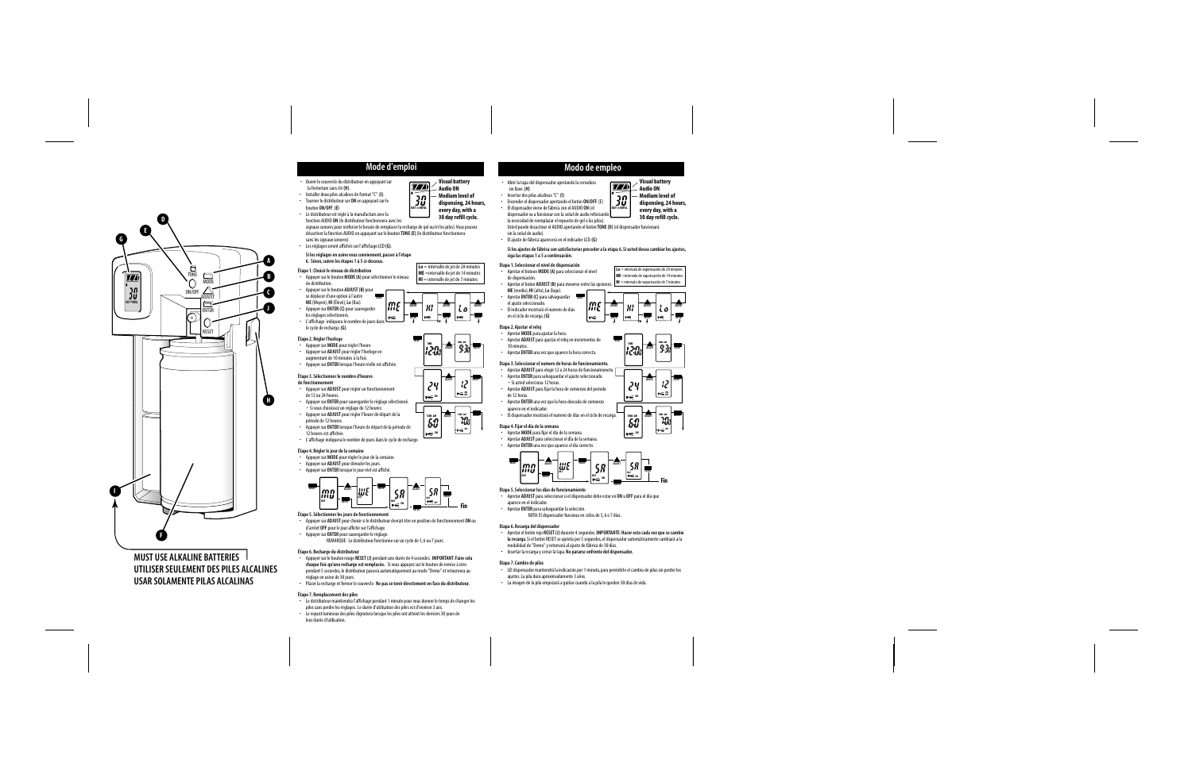MUST USE ALKALINE BATTERIES
UTILISER SEULEMENT DES PILES ALCALINES
USAR SOLAMENTE PILAS ALCALINAS

## Mode d'emploi

- Ouvrir le couvercle du distributeur en appuyant sur la fermeture sans clé (H).
- Installer deux piles alcalines de format "C". (I)
- Tourner le distributeur sur ON en appuyant sur le bouton ON/OFF. (E)
- Le distributeur est réglé à la manufacture avec la fonction AUDIO ON (le distributeur fonctionnera avec les signaux sonores pour renforcer le besoin de remplacer la recharge de gel ou/et les piles). Vous pouvez désactiver la fonction AUDIO en appuyant sur le bouton TONE (E) (le distributeur fonctionnera sans les signaux sonores).
- Les réglages seront affichés sur l'affichage LED (G).

**Visual battery**
**Audio ON**
**Medium level of dispensing, 24 hours, every day, with a 30 day refill cycle.**

**Si les réglages en usine vous conviennent, passer à l'étape 6. Sinon, suivre les étapes 1 à 5 ci-dessous.**

**Étape 1. Choisir le niveau de distribution**
- Appuyer sur le bouton MODE (A) pour sélectionner le niveau de distribution.
- Appuyer sur le bouton ADJUST (B) pour se déplacer d'une option à l'autre ME (Moyen), HI (Élevé), Lo (Bas).
- Appuyer sur ENTER (C) pour sauvegarder les réglages sélectionnés.
- L'affichage indiquera le nombre de jours dans le cycle de recharge (G).

Lo = intervalle de jet de 28 minutes
ME = intervalle de jet de 14 minutes
HI = intervalle de jet de 7 minutes

**Étape 2. Régler l'horloge**
- Appuyer sur MODE pour régler l'heure.
- Appuyer sur ADJUST pour régler l'horloge en augmentant de 10 minutes à la fois.
- Appuyer sur ENTER lorsque l'heure réelle est affichée.

**Étape 3. Sélectionner le nombre d'heures de fonctionnement**
- Appuyer sur ADJUST pour régler un fonctionnement de 12 ou 24 heures.
- Appuyer sur ENTER pour sauvegarder le réglage sélectionné.
  - Si vous choisissez un réglage de 12 heures:
- Appuyer sur ADJUST pour régler l'heure de départ de la période de 12 heures.
- Appuyer sur ENTER lorsque l'heure de départ de la période de 12 heures est affichée.
- L'affichage indiquera le nombre de jours dans le cycle de recharge.

**Étape 4. Régler le jour de la semaine**
- Appuyer sur MODE pour régler le jour de la semaine.
- Appuyer sur ADJUST pour dérouler les jours.
- Appuyer sur ENTER lorsque le jour réel est affiché.

Fin

**Étape 5. Sélectionner les jours de fonctionnement**
- Appuyer sur ADJUST pour choisir si le distributeur devrait être en position de fonctionnement ON ou d'arrêt OFF pour le jour affiché sur l'affichage.
- Appuyer sur ENTER pour sauvegarder le réglage.
  REMARQUE : Le distributeur fonctionne sur un cycle de 5, 6 ou 7 jours.

**Étape 6. Recharge du distributeur**
- Appuyer sur le bouton rouge RESET (J) pendant une durée de 4 secondes. **IMPORTANT: Faire cela chaque fois qu'une recharge est remplacée.** Si vous appuyez sur le bouton de remise à zéro pendant 5 secondes, le distributeur passera automatiquement au mode "Demo" et retournera au réglage en usine de 30 jours.
- Placer la recharge et fermer le couvercle. **Ne pas se tenir directement en face du distributeur.**

**Étape 7. Remplacement des piles**
- Le distributeur maintiendra l'affichage pendant 1 minute pour vous donner le temps de changer les piles sans perdre les réglages. La durée d'utilisation des piles est d'environ 3 ans.
- Le voyant lumineux des piles clignotera lorsque les piles ont atteint les derniers 30 jours de leur durée d'utilisation.

## Modo de empleo

- Abrir la tapa del dispensador apretando la cerradura sin llave. (H)
- Insertar dos pilas alcalinas "C". (I)
- Encender el dispensador apretando el botón ON/OFF. (E)
- El dispensador viene de fábrica con el AUDIO ON (el dispensador va a funcionar con la señal de audio reforzando la necesidad de reemplazar el repuesto de gel o las pilas). Usted puede desactivar el AUDIO apretando el botón TONE (E) (el dispensador funcionará sin la señal de audio).
- El ajuste de fábrica aparecerá en el indicador LCD (G)

**Visual battery**
**Audio ON**
**Medium level of dispensing, 24 hours, every day, with a 30 day refill cycle.**

**Si los ajustes de fábrica son satisfactorios proceder a la etapa 6. Si usted desea cambiar los ajustes, siga las etapas 1 a 5 a continuación.**

**Etapa 1. Seleccionar el nivel de dispensación**
- Apretar el botón MODE (A) para seleccionar el nivel de dispensación.
- Apretar el botón ADJUST (B) para moverse entre las opciones ME (medio), HI (alto), Lo (bajo).
- Apretar ENTER (C) para salvaguardar el ajuste seleccionado.
- El indicador mostrará el número de días en el ciclo de recarga. (G)

Lo = intervalo de vaporización de 28 minutos
ME = intervalo de vaporización de 14 minutos
HI = intervalo de vaporización de 7 minutos

**Etapa 2. Ajustar el reloj**
- Apretar MODE para ajustar la hora.
- Apretar ADJUST para ajustar el reloj en incrementos de 10 minutos.
- Apretar ENTER una vez que aparece la hora correcta.

**Etapa 3. Seleccionar el numero de horas de funcionamiento.**
- Apretar ADJUST para elegir 12 a 24 horas de funcionamiento.
- Apretar ENTER para salvaguardar el ajuste seleccionado.
  - Si usted selecciona 12 horas:
- Apretar ADJUST para fijar la hora de comienzo del período de 12 horas.
- Apretar ENTER una vez que la hora deseada de comienzo aparece en el indicador.
- El dispensador mostrará el numero de días en el ciclo de recarga.

**Etapa 4. Fijar el día de la semana**
- Apretar MODE para fijar el día de la semana.
- Apretar ADJUST para seleccionar el día de la semana.
- Apretar ENTER una vez que aparece el día correcto.

Fin

**Etapa 5. Seleccionar los días de funcionamiento**
- Apretar ADJUST para seleccionar si el dispensador debe estar en ON u OFF para el día que aparece en el indicador.
- Apretar ENTER para salvaguardar la selección.
  NOTA: El dispensador funciona en ciclos de 5, 6 o 7 días.

**Etapa 6. Recarga del dispensador**
- Apretar el botón rojo RESET (J) durante 4 segundos. **IMPORTANTE: Hacer esto cada vez que se cambie la recarga.** Si el botón RESET se aprieta por 5 segundos, el dispensador automáticamente cambiará a la modalidad de "Demo" y retornará al ajuste de fábrica de 30 días.
- Insertar la recarga y cerrar la tapa. **No pararse enfrente del dispensador.**

**Etapa 7. Cambio de pilas**
- LEI dispensador mantendrá la indicación por 1 minuto, para permitirle el cambio de pilas sin perder los ajustes. La pila dura aproximadamente 3 años.
- La imagen de la pila empezará a guiñar cuando a la pila le queden 30 días de vida.